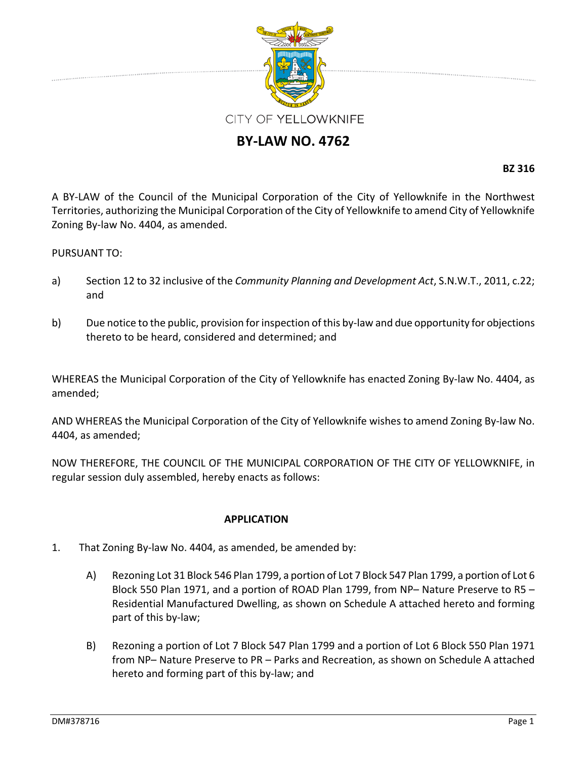CITY OF YELLOWKNIFE

# BY-LAW NO. 4762

**BZ 316**

A BY-LAW of the Council of the Municipal Corporation of the City of Yellowknife in the Northwest Territories, authorizing the Municipal Corporation of the City of Yellowknife to amend City of Yellowknife Zoning By-law No. 4404, as amended.

PURSUANT TO:

a) Section 12 to 32 inclusive of the *Community Planning and Development Act*, S.N.W.T., 2011, c.22; and

b) Due notice to the public, provision for inspection of this by-law and due opportunity for objections thereto to be heard, considered and determined; and

WHEREAS the Municipal Corporation of the City of Yellowknife has enacted Zoning By-law No. 4404, as amended;

AND WHEREAS the Municipal Corporation of the City of Yellowknife wishes to amend Zoning By-law No. 4404, as amended;

NOW THEREFORE, THE COUNCIL OF THE MUNICIPAL CORPORATION OF THE CITY OF YELLOWKNIFE, in regular session duly assembled, hereby enacts as follows:

**APPLICATION**

1. That Zoning By-law No. 4404, as amended, be amended by:

   A) Rezoning Lot 31 Block 546 Plan 1799, a portion of Lot 7 Block 547 Plan 1799, a portion of Lot 6 Block 550 Plan 1971, and a portion of ROAD Plan 1799, from NP– Nature Preserve to R5 – Residential Manufactured Dwelling, as shown on Schedule A attached hereto and forming part of this by-law;

   B) Rezoning a portion of Lot 7 Block 547 Plan 1799 and a portion of Lot 6 Block 550 Plan 1971 from NP– Nature Preserve to PR – Parks and Recreation, as shown on Schedule A attached hereto and forming part of this by-law; and

DM#378716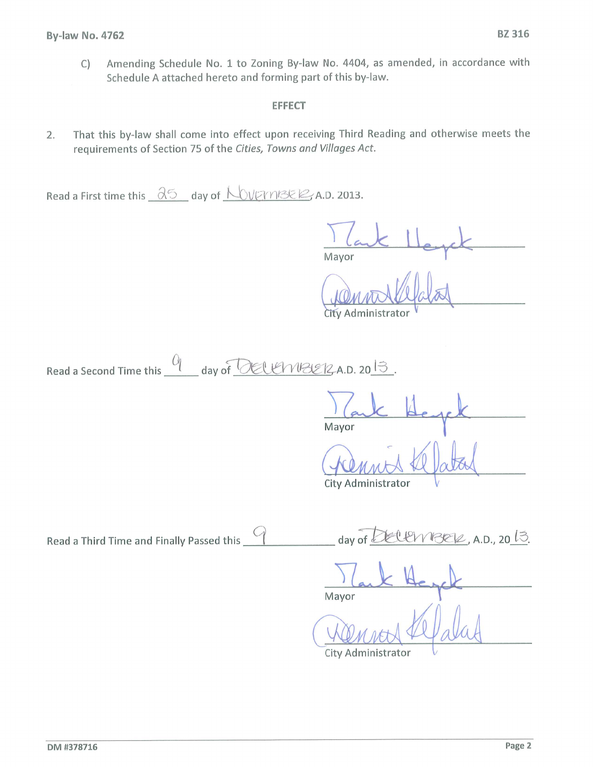C) Amending Schedule No. 1 to Zoning By-law No. 4404, as amended, in accordance with Schedule A attached hereto and forming part of this by-law.

### EFFECT

2. That this by-law shall come into effect upon receiving Third Reading and otherwise meets the requirements of Section 75 of the *Cities, Towns and Villages Act*.

Read a First time this 25 day of NOVEMBER A.D. 2013.

Mark Heyck
Mayor

Dennis Kefalas
City Administrator

Read a Second Time this 9 day of DECEMBER A.D. 2013.

Mark Heyck
Mayor

Dennis Kefalas
City Administrator

Read a Third Time and Finally Passed this 9 day of DECEMBER, A.D., 2013.

Mark Heyck
Mayor

Dennis Kefalas
City Administrator

DM #378716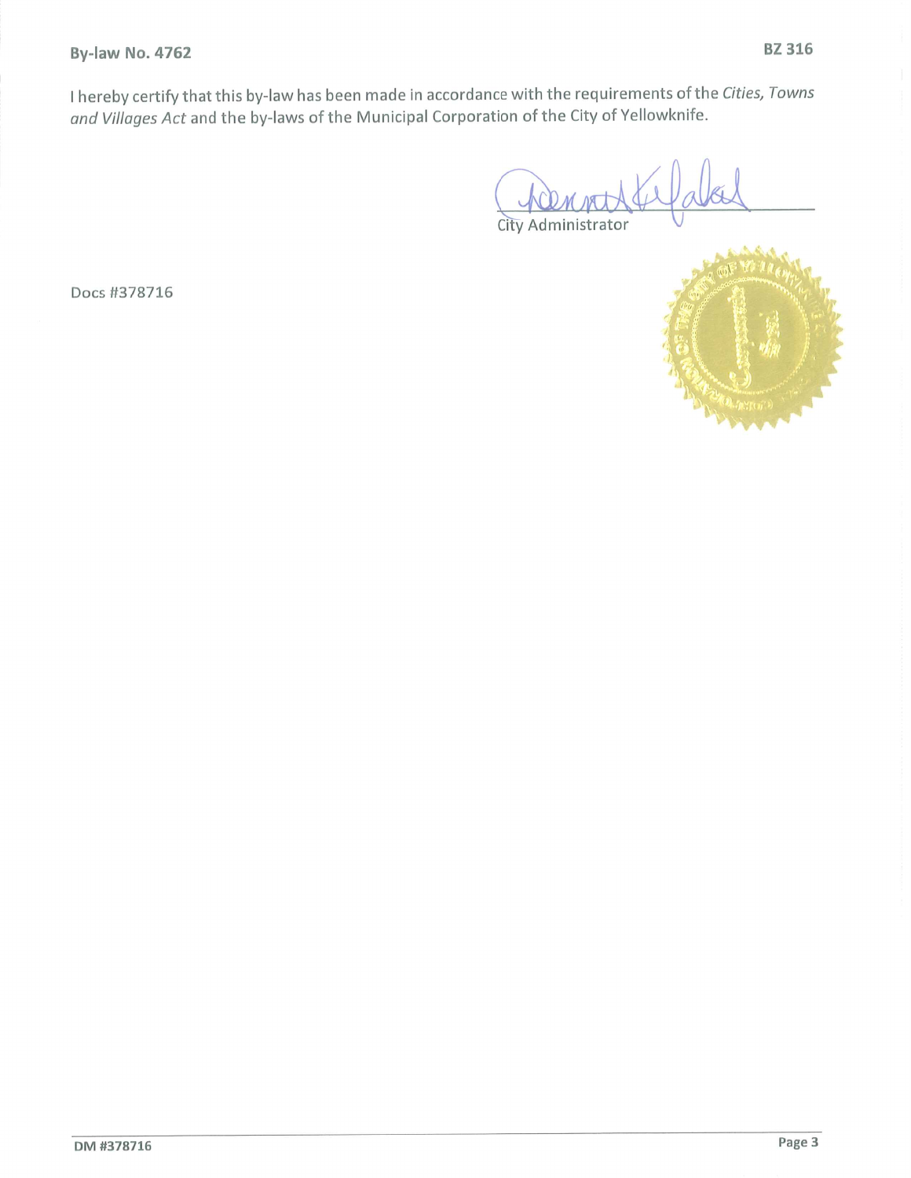I hereby certify that this by-law has been made in accordance with the requirements of the *Cities, Towns and Villages Act* and the by-laws of the Municipal Corporation of the City of Yellowknife.

City Administrator

Docs #378716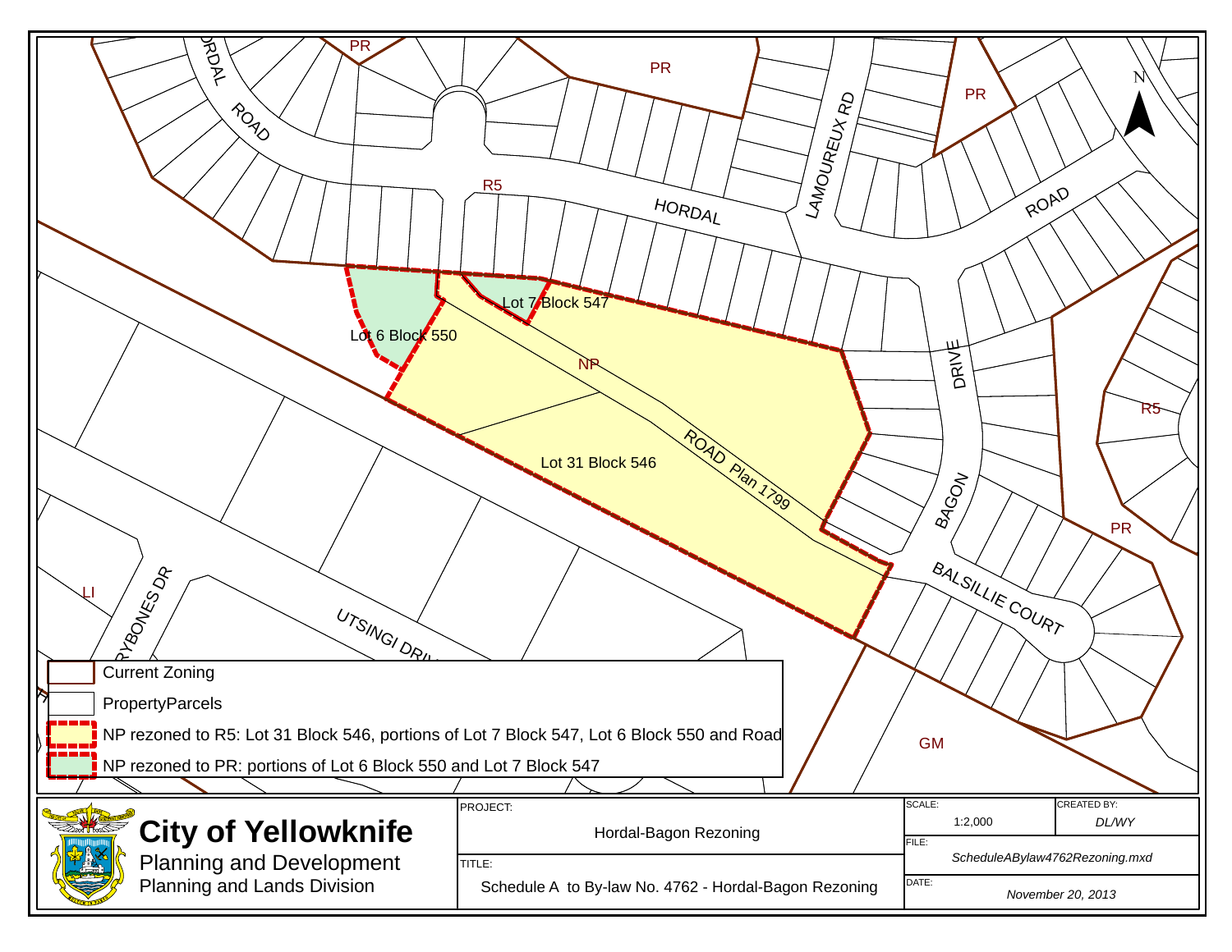PR

PR

PR

N

ORDAL ROAD

R5

HORDAL

LAMOUREUX RD

ROAD

Lot 7 Block 547

Lot 6 Block 550

NP

DRIVE

R5

ROAD Plan 1799

Lot 31 Block 546

BAGON

PR

BALSILLIE COURT

LI

RYBONES DR

UTSINGI DRIV

GM

Current Zoning

PropertyParcels

NP rezoned to R5: Lot 31 Block 546, portions of Lot 7 Block 547, Lot 6 Block 550 and Road

NP rezoned to PR: portions of Lot 6 Block 550 and Lot 7 Block 747

**City of Yellowknife**
Planning and Development
Planning and Lands Division

| | |
|---|---|
| PROJECT: | Hordal-Bagon Rezoning |
| TITLE: | Schedule A to By-law No. 4762 - Hordal-Bagon Rezoning |
| SCALE: | 1:2,000 |
| CREATED BY: | DL/WY |
| FILE: | ScheduleABylaw4762Rezoning.mxd |
| DATE: | November 20, 2013 |